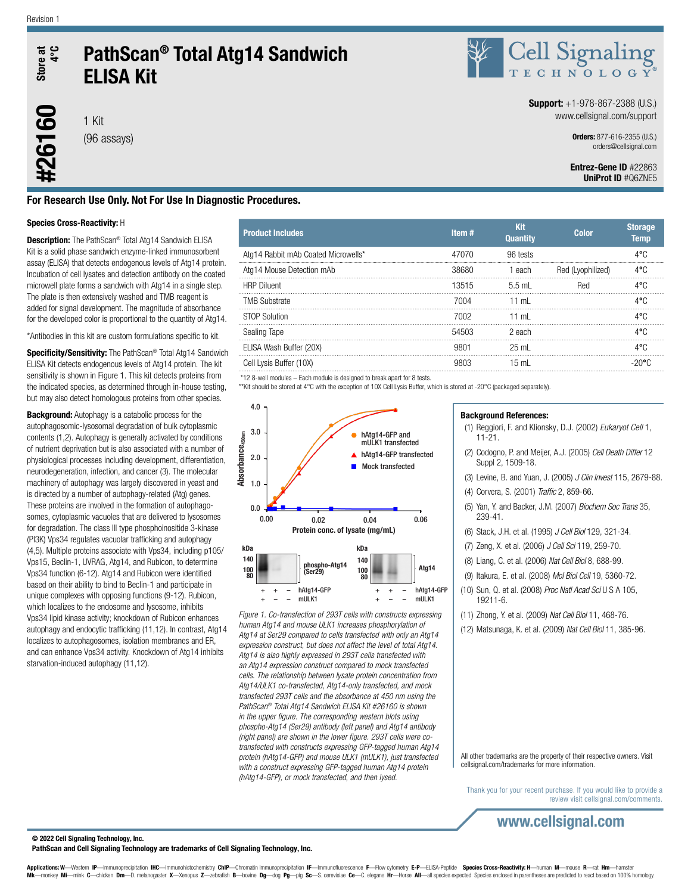Revision 1

Store at 4°C

# PathScan® Total Atg14 Sandwich ELISA Kit

#26160

1 Kit
(96 assays)

**Support:** +1-978-867-2388 (U.S.)
www.cellsignal.com/support

**Orders:** 877-616-2355 (U.S.)
orders@cellsignal.com

**Entrez-Gene ID** #22863
**UniProt ID** #Q6ZNE5

**For Research Use Only. Not For Use In Diagnostic Procedures.**

**Species Cross-Reactivity:** H

**Description:** The PathScan® Total Atg14 Sandwich ELISA Kit is a solid phase sandwich enzyme-linked immunosorbent assay (ELISA) that detects endogenous levels of Atg14 protein. Incubation of cell lysates and detection antibody on the coated microwell plate forms a sandwich with Atg14 in a single step. The plate is then extensively washed and TMB reagent is added for signal development. The magnitude of absorbance for the developed color is proportional to the quantity of Atg14.

*Antibodies in this kit are custom formulations specific to kit.

**Specificity/Sensitivity:** The PathScan® Total Atg14 Sandwich ELISA Kit detects endogenous levels of Atg14 protein. The kit sensitivity is shown in Figure 1. This kit detects proteins from the indicated species, as determined through in-house testing, but may also detect homologous proteins from other species.

**Background:** Autophagy is a catabolic process for the autophagosomic-lysosomal degradation of bulk cytoplasmic contents (1,2). Autophagy is generally activated by conditions of nutrient deprivation but is also associated with a number of physiological processes including development, differentiation, neurodegeneration, infection, and cancer (3). The molecular machinery of autophagy was largely discovered in yeast and is directed by a number of autophagy-related (Atg) genes. These proteins are involved in the formation of autophagosomes, cytoplasmic vacuoles that are delivered to lysosomes for degradation. The class III type phosphoinositide 3-kinase (PI3K) Vps34 regulates vacuolar trafficking and autophagy (4,5). Multiple proteins associate with Vps34, including p105/Vps15, Beclin-1, UVRAG, Atg14, and Rubicon, to determine Vps34 function (6-12). Atg14 and Rubicon were identified based on their ability to bind to Beclin-1 and participate in unique complexes with opposing functions (9-12). Rubicon, which localizes to the endosome and lysosome, inhibits Vps34 lipid kinase activity; knockdown of Rubicon enhances autophagy and endocytic trafficking (11,12). In contrast, Atg14 localizes to autophagosomes, isolation membranes and ER, and can enhance Vps34 activity. Knockdown of Atg14 inhibits starvation-induced autophagy (11,12).

| Product Includes | Item # | Kit Quantity | Color | Storage Temp |
|---|---|---|---|---|
| Atg14 Rabbit mAb Coated Microwells* | 47070 | 96 tests | | 4°C |
| Atg14 Mouse Detection mAb | 38680 | 1 each | Red (Lyophilized) | 4°C |
| HRP Diluent | 13515 | 5.5 mL | Red | 4°C |
| TMB Substrate | 7004 | 11 mL | | 4°C |
| STOP Solution | 7002 | 11 mL | | 4°C |
| Sealing Tape | 54503 | 2 each | | 4°C |
| ELISA Wash Buffer (20X) | 9801 | 25 mL | | 4°C |
| Cell Lysis Buffer (10X) | 9803 | 15 mL | | -20°C |

*12 8-well modules – Each module is designed to break apart for 8 tests.
**Kit should be stored at 4°C with the exception of 10X Cell Lysis Buffer, which is stored at -20°C (packaged separately).

*Figure 1. Co-transfection of 293T cells with constructs expressing human Atg14 and mouse ULK1 increases phosphorylation of Atg14 at Ser29 compared to cells transfected with only an Atg14 expression construct, but does not affect the level of total Atg14. Atg14 is also highly expressed in 293T cells transfected with an Atg14 expression construct compared to mock transfected cells. The relationship between lysate protein concentration from Atg14/ULK1 co-transfected, Atg14-only transfected, and mock transfected 293T cells and the absorbance at 450 nm using the PathScan® Total Atg14 Sandwich ELISA Kit #26160 is shown in the upper figure. The corresponding western blots using phospho-Atg14 (Ser29) antibody (left panel) and Atg14 antibody (right panel) are shown in the lower figure. 293T cells were co-transfected with constructs expressing GFP-tagged human Atg14 protein (hAtg14-GFP) and mouse ULK1 (mULK1), just transfected with a construct expressing GFP-tagged human Atg14 protein (hAtg14-GFP), or mock transfected, and then lysed.*

**Background References:**

(1) Reggiori, F. and Klionsky, D.J. (2002) *Eukaryot Cell* 1, 11-21.
(2) Codogno, P. and Meijer, A.J. (2005) *Cell Death Differ* 12 Suppl 2, 1509-18.
(3) Levine, B. and Yuan, J. (2005) *J Clin Invest* 115, 2679-88.
(4) Corvera, S. (2001) *Traffic* 2, 859-66.
(5) Yan, Y. and Backer, J.M. (2007) *Biochem Soc Trans* 35, 239-41.
(6) Stack, J.H. et al. (1995) *J Cell Biol* 129, 321-34.
(7) Zeng, X. et al. (2006) *J Cell Sci* 119, 259-70.
(8) Liang, C. et al. (2006) *Nat Cell Biol* 8, 688-99.
(9) Itakura, E. et al. (2008) *Mol Biol Cell* 19, 5360-72.
(10) Sun, Q. et al. (2008) *Proc Natl Acad Sci U S A* 105, 19211-6.
(11) Zhong, Y. et al. (2009) *Nat Cell Biol* 11, 468-76.
(12) Matsunaga, K. et al. (2009) *Nat Cell Biol* 11, 385-96.

All other trademarks are the property of their respective owners. Visit cellsignal.com/trademarks for more information.

Thank you for your recent purchase. If you would like to provide a review visit cellsignal.com/comments.

www.cellsignal.com

© 2022 Cell Signaling Technology, Inc.
PathScan and Cell Signaling Technology are trademarks of Cell Signaling Technology, Inc.

**Applications: W**—Western **IP**—Immunoprecipitation **IHC**—Immunohistochemistry **ChIP**—Chromatin Immunoprecipitation **IF**—Immunofluorescence **F**—Flow cytometry **E-P**—ELISA-Peptide **Species Cross-Reactivity: H**—human **M**—mouse **R**—rat **Hm**—hamster **Mk**—monkey **Mi**—mink **C**—chicken **Dm**—D. melanogaster **X**—Xenopus **Z**—zebrafish **B**—bovine **Dg**—dog **Pg**—pig **Sc**—S. cerevisiae **Ce**—C. elegans **Hr**—Horse **All**—all species expected Species enclosed in parentheses are predicted to react based on 100% homology.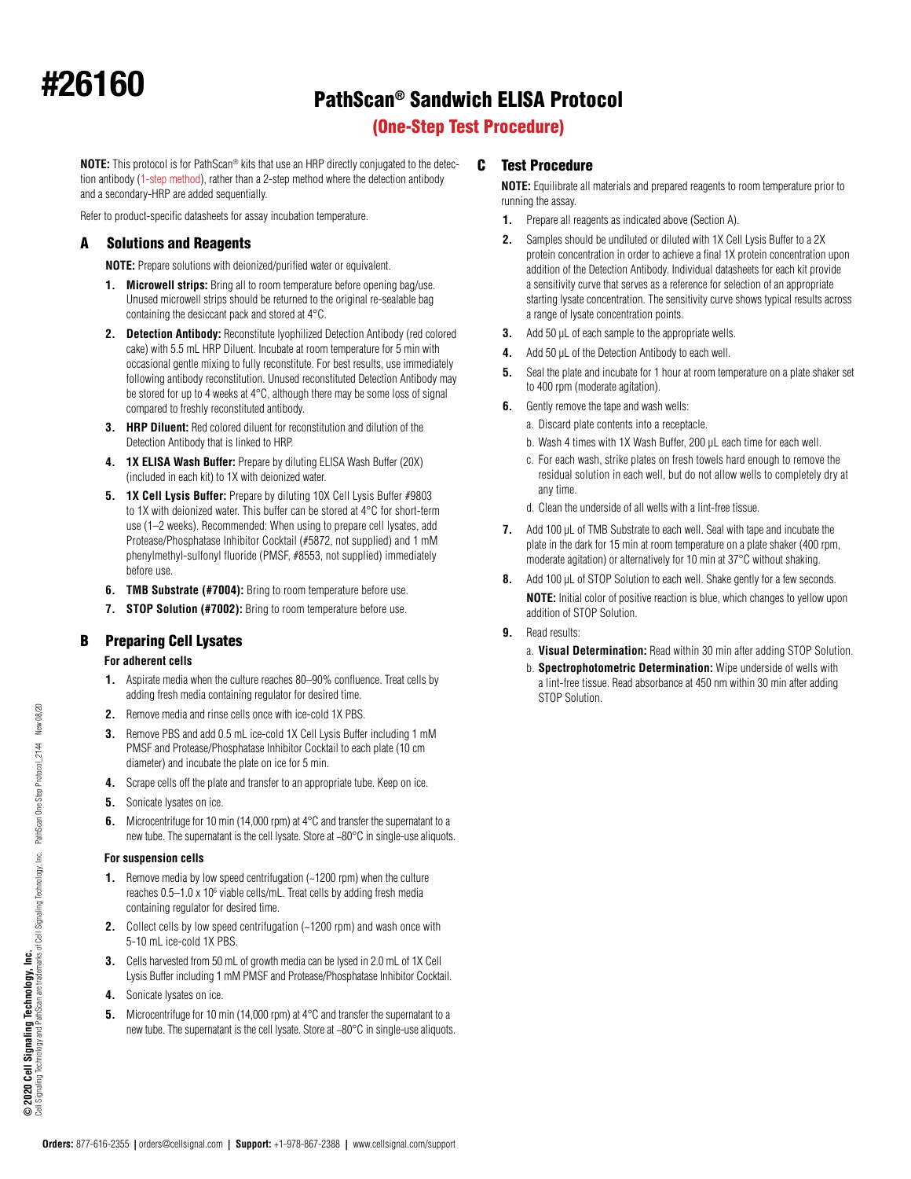# #26160

## PathScan® Sandwich ELISA Protocol

### (One-Step Test Procedure)

**NOTE:** This protocol is for PathScan® kits that use an HRP directly conjugated to the detection antibody (1-step method), rather than a 2-step method where the detection antibody and a secondary-HRP are added sequentially.

Refer to product-specific datasheets for assay incubation temperature.

## A Solutions and Reagents

**NOTE:** Prepare solutions with deionized/purified water or equivalent.

1. **Microwell strips:** Bring all to room temperature before opening bag/use. Unused microwell strips should be returned to the original re-sealable bag containing the desiccant pack and stored at 4°C.
2. **Detection Antibody:** Reconstitute lyophilized Detection Antibody (red colored cake) with 5.5 mL HRP Diluent. Incubate at room temperature for 5 min with occasional gentle mixing to fully reconstitute. For best results, use immediately following antibody reconstitution. Unused reconstituted Detection Antibody may be stored for up to 4 weeks at 4°C, although there may be some loss of signal compared to freshly reconstituted antibody.
3. **HRP Diluent:** Red colored diluent for reconstitution and dilution of the Detection Antibody that is linked to HRP.
4. **1X ELISA Wash Buffer:** Prepare by diluting ELISA Wash Buffer (20X) (included in each kit) to 1X with deionized water.
5. **1X Cell Lysis Buffer:** Prepare by diluting 10X Cell Lysis Buffer #9803 to 1X with deionized water. This buffer can be stored at 4°C for short-term use (1–2 weeks). Recommended: When using to prepare cell lysates, add Protease/Phosphatase Inhibitor Cocktail (#5872, not supplied) and 1 mM phenylmethyl-sulfonyl fluoride (PMSF, #8553, not supplied) immediately before use.
6. **TMB Substrate (#7004):** Bring to room temperature before use.
7. **STOP Solution (#7002):** Bring to room temperature before use.

## B Preparing Cell Lysates

### For adherent cells

1. Aspirate media when the culture reaches 80–90% confluence. Treat cells by adding fresh media containing regulator for desired time.
2. Remove media and rinse cells once with ice-cold 1X PBS.
3. Remove PBS and add 0.5 mL ice-cold 1X Cell Lysis Buffer including 1 mM PMSF and Protease/Phosphatase Inhibitor Cocktail to each plate (10 cm diameter) and incubate the plate on ice for 5 min.
4. Scrape cells off the plate and transfer to an appropriate tube. Keep on ice.
5. Sonicate lysates on ice.
6. Microcentrifuge for 10 min (14,000 rpm) at 4°C and transfer the supernatant to a new tube. The supernatant is the cell lysate. Store at –80°C in single-use aliquots.

### For suspension cells

1. Remove media by low speed centrifugation (~1200 rpm) when the culture reaches 0.5–1.0 x $10^6$ viable cells/mL. Treat cells by adding fresh media containing regulator for desired time.
2. Collect cells by low speed centrifugation (~1200 rpm) and wash once with 5-10 mL ice-cold 1X PBS.
3. Cells harvested from 50 mL of growth media can be lysed in 2.0 mL of 1X Cell Lysis Buffer including 1 mM PMSF and Protease/Phosphatase Inhibitor Cocktail.
4. Sonicate lysates on ice.
5. Microcentrifuge for 10 min (14,000 rpm) at 4°C and transfer the supernatant to a new tube. The supernatant is the cell lysate. Store at –80°C in single-use aliquots.

## C Test Procedure

**NOTE:** Equilibrate all materials and prepared reagents to room temperature prior to running the assay.

1. Prepare all reagents as indicated above (Section A).
2. Samples should be undiluted or diluted with 1X Cell Lysis Buffer to a 2X protein concentration in order to achieve a final 1X protein concentration upon addition of the Detection Antibody. Individual datasheets for each kit provide a sensitivity curve that serves as a reference for selection of an appropriate starting lysate concentration. The sensitivity curve shows typical results across a range of lysate concentration points.
3. Add 50 µL of each sample to the appropriate wells.
4. Add 50 µL of the Detection Antibody to each well.
5. Seal the plate and incubate for 1 hour at room temperature on a plate shaker set to 400 rpm (moderate agitation).
6. Gently remove the tape and wash wells:
   a. Discard plate contents into a receptacle.
   b. Wash 4 times with 1X Wash Buffer, 200 µL each time for each well.
   c. For each wash, strike plates on fresh towels hard enough to remove the residual solution in each well, but do not allow wells to completely dry at any time.
   d. Clean the underside of all wells with a lint-free tissue.
7. Add 100 µL of TMB Substrate to each well. Seal with tape and incubate the plate in the dark for 15 min at room temperature on a plate shaker (400 rpm, moderate agitation) or alternatively for 10 min at 37°C without shaking.
8. Add 100 µL of STOP Solution to each well. Shake gently for a few seconds.
   **NOTE:** Initial color of positive reaction is blue, which changes to yellow upon addition of STOP Solution.
9. Read results:
   a. **Visual Determination:** Read within 30 min after adding STOP Solution.
   b. **Spectrophotometric Determination:** Wipe underside of wells with a lint-free tissue. Read absorbance at 450 nm within 30 min after adding STOP Solution.

© 2020 Cell Signaling Technology, Inc.
Cell Signaling Technology and PathScan are trademarks of Cell Signaling Technology, Inc. PathScan One Step Protocol_2144 New 08/20

**Orders:** 877-616-2355 | orders@cellsignal.com | **Support:** +1-978-867-2388 | www.cellsignal.com/support